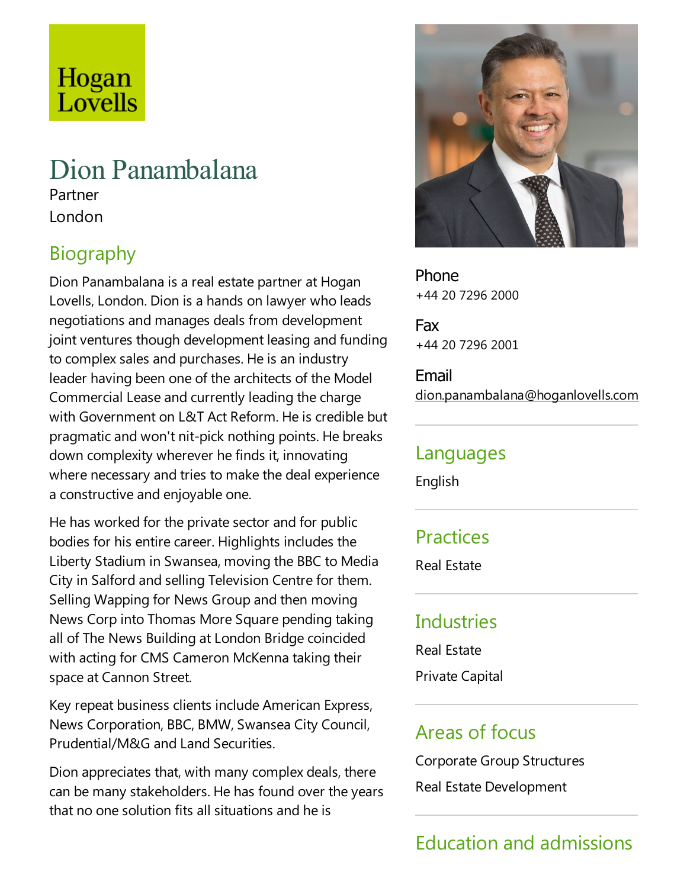Hogan Lovells

# Dion Panambalana

Partner

London

## Biography

Dion Panambalana is a real estate partner at Hogan Lovells, London. Dion is a hands on lawyer who leads negotiations and manages deals from development joint ventures though development leasing and funding to complex sales and purchases. He is an industry leader having been one of the architects of the Model Commercial Lease and currently leading the charge with Government on L&T Act Reform. He is credible but pragmatic and won't nit-pick nothing points. He breaks down complexity wherever he finds it, innovating where necessary and tries to make the deal experience a constructive and enjoyable one.

He has worked for the private sector and for public bodies for his entire career. Highlights includes the Liberty Stadium in Swansea, moving the BBC to Media City in Salford and selling Television Centre for them. Selling Wapping for News Group and then moving News Corp into Thomas More Square pending taking all of The News Building at London Bridge coincided with acting for CMS Cameron McKenna taking their space at Cannon Street.

Key repeat business clients include American Express, News Corporation, BBC, BMW, Swansea City Council, Prudential/M&G and Land Securities.

Dion appreciates that, with many complex deals, there can be many stakeholders. He has found over the years that no one solution fits all situations and he is

**Phone**
+44 20 7296 2000

**Fax**
+44 20 7296 2001

**Email**
dion.panambalana@hoganlovells.com

## Languages

English

## Practices

Real Estate

## Industries

Real Estate

Private Capital

## Areas of focus

Corporate Group Structures

Real Estate Development

## Education and admissions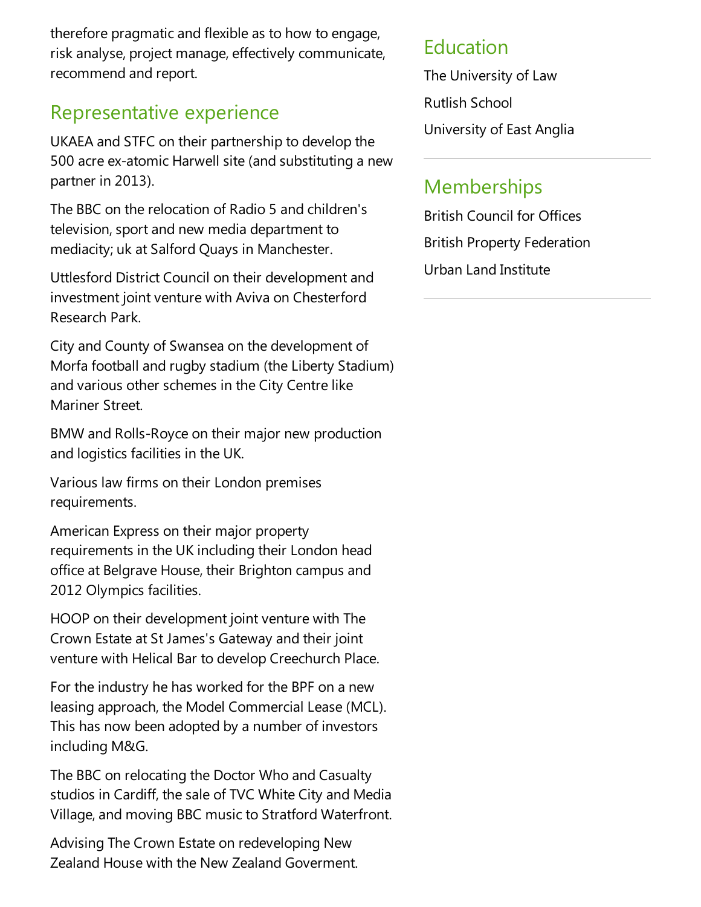therefore pragmatic and flexible as to how to engage, risk analyse, project manage, effectively communicate, recommend and report.

## Representative experience

UKAEA and STFC on their partnership to develop the 500 acre ex-atomic Harwell site (and substituting a new partner in 2013).

The BBC on the relocation of Radio 5 and children's television, sport and new media department to mediacity; uk at Salford Quays in Manchester.

Uttlesford District Council on their development and investment joint venture with Aviva on Chesterford Research Park.

City and County of Swansea on the development of Morfa football and rugby stadium (the Liberty Stadium) and various other schemes in the City Centre like Mariner Street.

BMW and Rolls-Royce on their major new production and logistics facilities in the UK.

Various law firms on their London premises requirements.

American Express on their major property requirements in the UK including their London head office at Belgrave House, their Brighton campus and 2012 Olympics facilities.

HOOP on their development joint venture with The Crown Estate at St James's Gateway and their joint venture with Helical Bar to develop Creechurch Place.

For the industry he has worked for the BPF on a new leasing approach, the Model Commercial Lease (MCL). This has now been adopted by a number of investors including M&G.

The BBC on relocating the Doctor Who and Casualty studios in Cardiff, the sale of TVC White City and Media Village, and moving BBC music to Stratford Waterfront.

Advising The Crown Estate on redeveloping New Zealand House with the New Zealand Goverment.

## Education

The University of Law

Rutlish School

University of East Anglia

## Memberships

British Council for Offices

British Property Federation

Urban Land Institute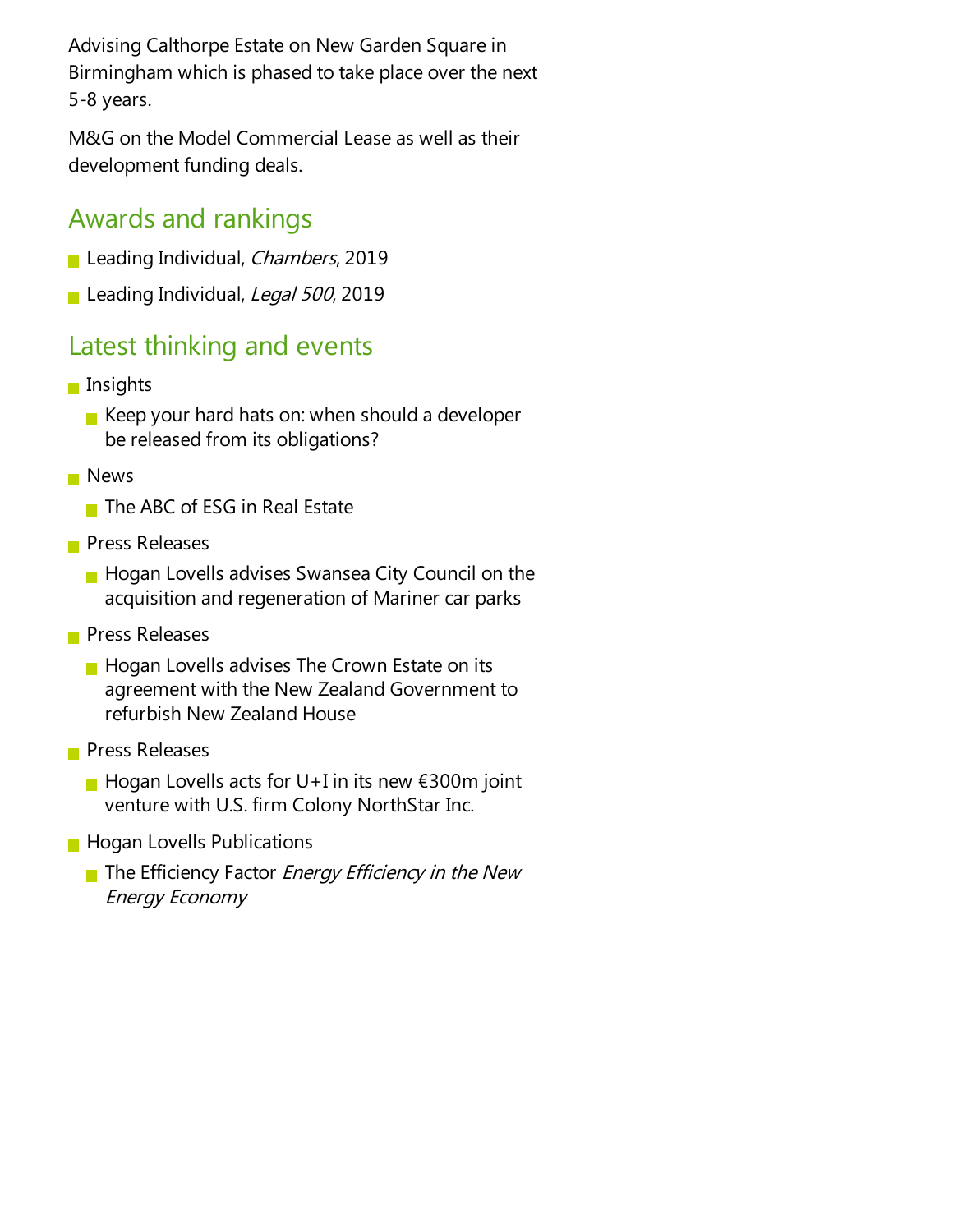Advising Calthorpe Estate on New Garden Square in Birmingham which is phased to take place over the next 5-8 years.

M&G on the Model Commercial Lease as well as their development funding deals.

## Awards and rankings

- Leading Individual, *Chambers*, 2019
- Leading Individual, *Legal 500*, 2019

## Latest thinking and events

- Insights
  - Keep your hard hats on: when should a developer be released from its obligations?
- News
  - The ABC of ESG in Real Estate
- Press Releases
  - Hogan Lovells advises Swansea City Council on the acquisition and regeneration of Mariner car parks
- Press Releases
  - Hogan Lovells advises The Crown Estate on its agreement with the New Zealand Government to refurbish New Zealand House
- Press Releases
  - Hogan Lovells acts for U+I in its new €300m joint venture with U.S. firm Colony NorthStar Inc.
- Hogan Lovells Publications
  - The Efficiency Factor *Energy Efficiency in the New Energy Economy*